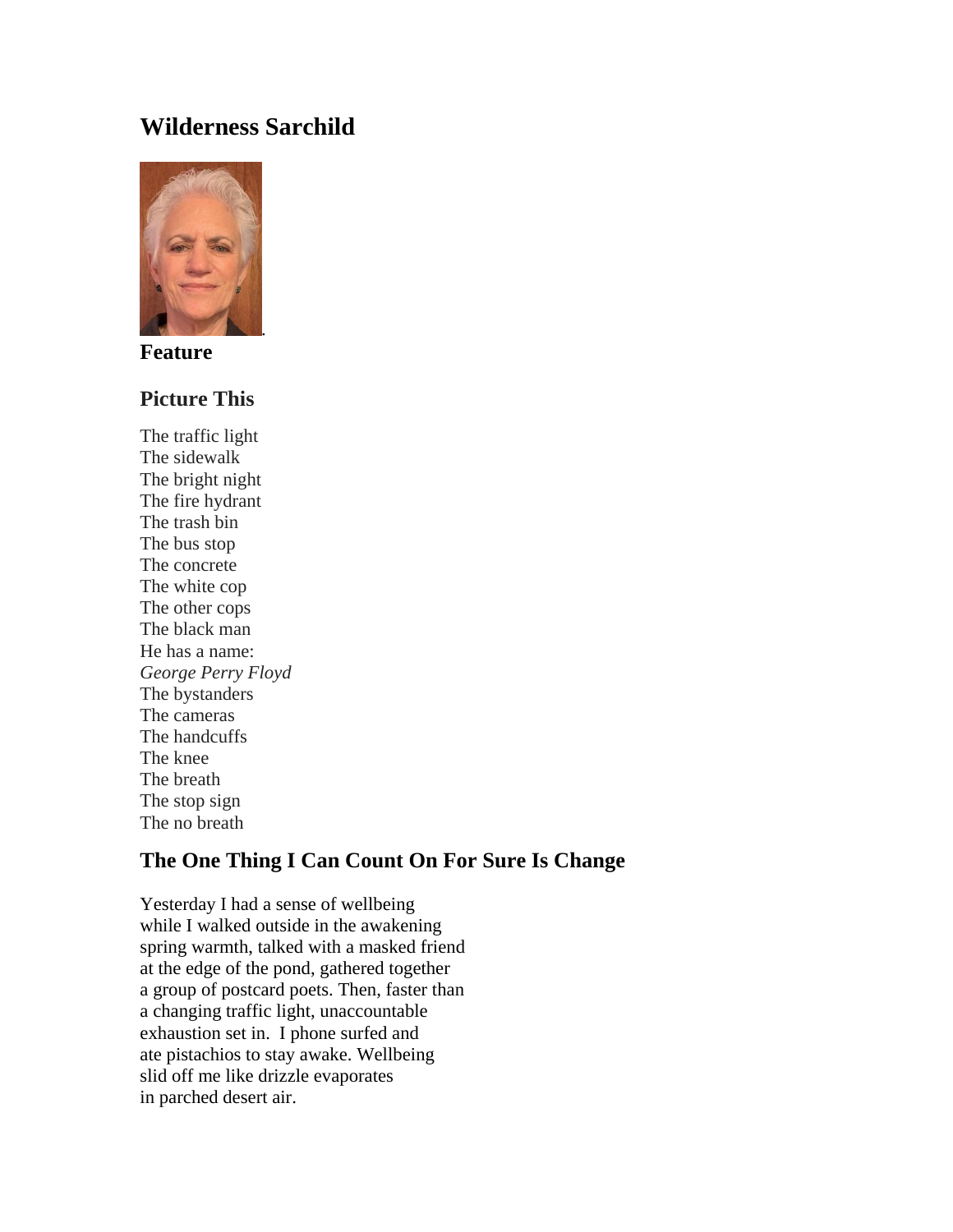# Wilderness Sarchild

**Feature**

## Picture This

The traffic light  
The sidewalk  
The bright night  
The fire hydrant  
The trash bin  
The bus stop  
The concrete  
The white cop  
The other cops  
The black man  
He has a name:  
*George Perry Floyd*  
The bystanders  
The cameras  
The handcuffs  
The knee  
The breath  
The stop sign  
The no breath

## The One Thing I Can Count On For Sure Is Change

Yesterday I had a sense of wellbeing  
while I walked outside in the awakening  
spring warmth, talked with a masked friend  
at the edge of the pond, gathered together  
a group of postcard poets. Then, faster than  
a changing traffic light, unaccountable  
exhaustion set in.  I phone surfed and  
ate pistachios to stay awake. Wellbeing  
slid off me like drizzle evaporates  
in parched desert air.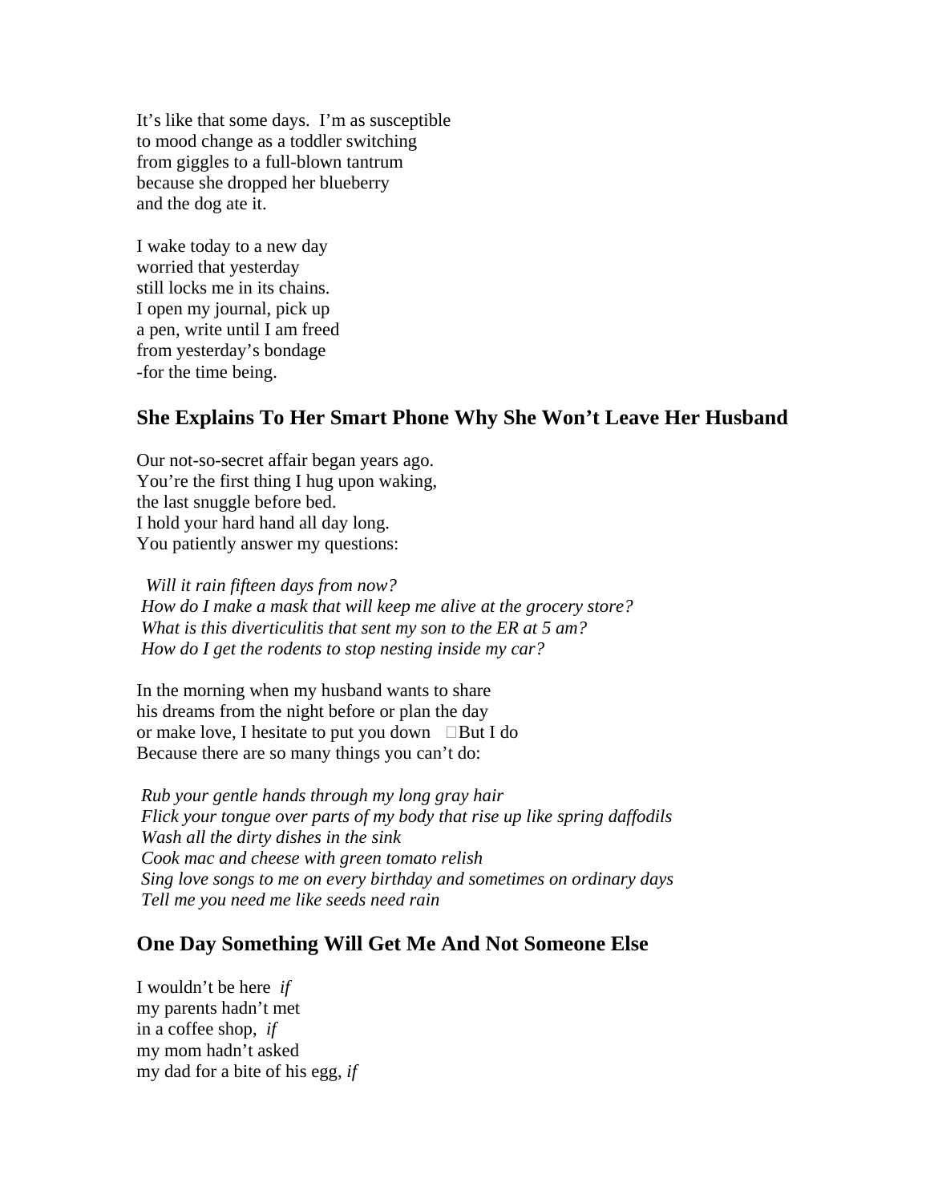It's like that some days. I'm as susceptible
to mood change as a toddler switching
from giggles to a full-blown tantrum
because she dropped her blueberry
and the dog ate it.

I wake today to a new day
worried that yesterday
still locks me in its chains.
I open my journal, pick up
a pen, write until I am freed
from yesterday's bondage
-for the time being.

## She Explains To Her Smart Phone Why She Won't Leave Her Husband

Our not-so-secret affair began years ago.
You're the first thing I hug upon waking,
the last snuggle before bed.
I hold your hard hand all day long.
You patiently answer my questions:

*Will it rain fifteen days from now?*
*How do I make a mask that will keep me alive at the grocery store?*
*What is this diverticulitis that sent my son to the ER at 5 am?*
*How do I get the rodents to stop nesting inside my car?*

In the morning when my husband wants to share
his dreams from the night before or plan the day
or make love, I hesitate to put you down  But I do
Because there are so many things you can't do:

*Rub your gentle hands through my long gray hair*
*Flick your tongue over parts of my body that rise up like spring daffodils*
*Wash all the dirty dishes in the sink*
*Cook mac and cheese with green tomato relish*
*Sing love songs to me on every birthday and sometimes on ordinary days*
*Tell me you need me like seeds need rain*

## One Day Something Will Get Me And Not Someone Else

I wouldn't be here *if*
my parents hadn't met
in a coffee shop, *if*
my mom hadn't asked
my dad for a bite of his egg, *if*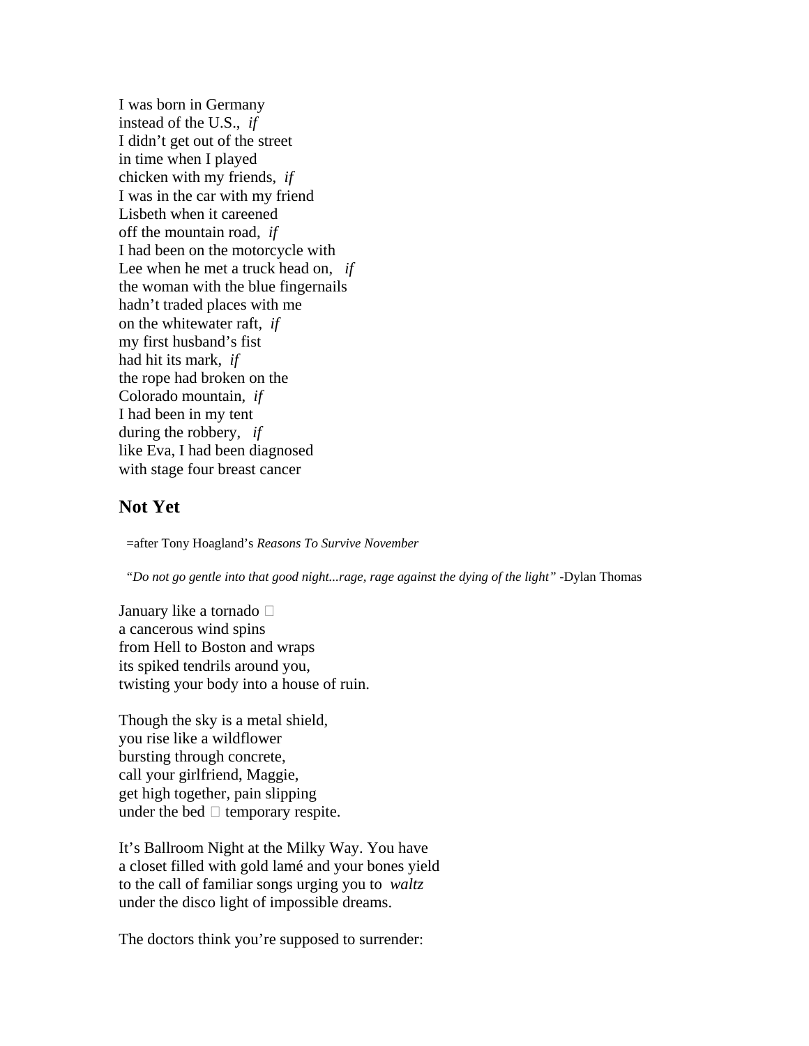I was born in Germany
instead of the U.S., *if*
I didn't get out of the street
in time when I played
chicken with my friends, *if*
I was in the car with my friend
Lisbeth when it careened
off the mountain road, *if*
I had been on the motorcycle with
Lee when he met a truck head on, *if*
the woman with the blue fingernails
hadn't traded places with me
on the whitewater raft, *if*
my first husband's fist
had hit its mark, *if*
the rope had broken on the
Colorado mountain, *if*
I had been in my tent
during the robbery, *if*
like Eva, I had been diagnosed
with stage four breast cancer

## Not Yet

=after Tony Hoagland's *Reasons To Survive November*

"*Do not go gentle into that good night...rage, rage against the dying of the light*" -Dylan Thomas

January like a tornado 
a cancerous wind spins
from Hell to Boston and wraps
its spiked tendrils around you,
twisting your body into a house of ruin.

Though the sky is a metal shield,
you rise like a wildflower
bursting through concrete,
call your girlfriend, Maggie,
get high together, pain slipping
under the bed  temporary respite.

It's Ballroom Night at the Milky Way. You have
a closet filled with gold lamé and your bones yield
to the call of familiar songs urging you to *waltz*
under the disco light of impossible dreams.

The doctors think you're supposed to surrender: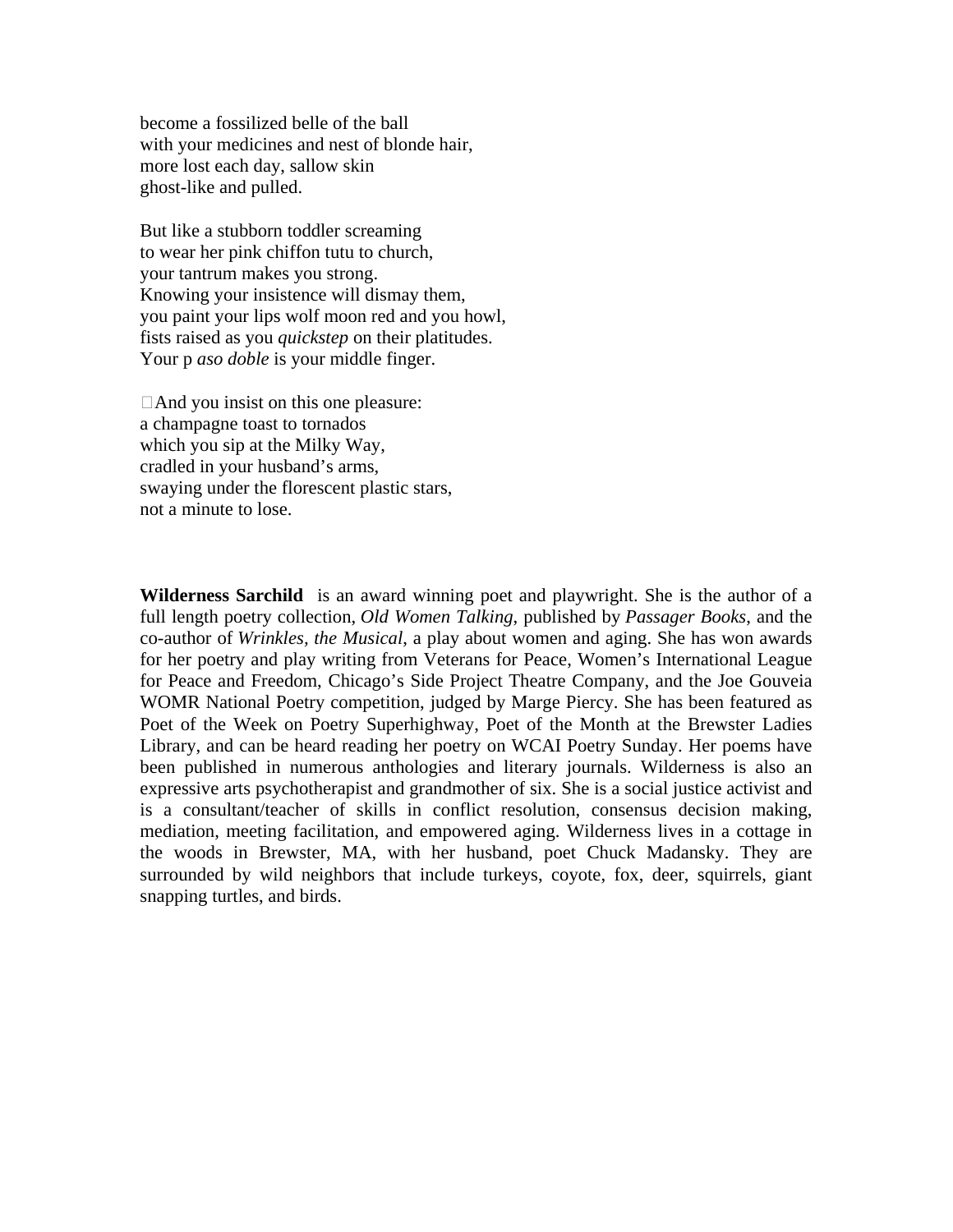become a fossilized belle of the ball  
with your medicines and nest of blonde hair,  
more lost each day, sallow skin  
ghost-like and pulled.

But like a stubborn toddler screaming  
to wear her pink chiffon tutu to church,  
your tantrum makes you strong.  
Knowing your insistence will dismay them,  
you paint your lips wolf moon red and you howl,  
fists raised as you *quickstep* on their platitudes.  
Your p *aso doble* is your middle finger.

And you insist on this one pleasure:  
a champagne toast to tornados  
which you sip at the Milky Way,  
cradled in your husband's arms,  
swaying under the florescent plastic stars,  
not a minute to lose.

**Wilderness Sarchild** is an award winning poet and playwright. She is the author of a full length poetry collection, *Old Women Talking*, published by *Passager Books*, and the co-author of *Wrinkles, the Musical*, a play about women and aging. She has won awards for her poetry and play writing from Veterans for Peace, Women's International League for Peace and Freedom, Chicago's Side Project Theatre Company, and the Joe Gouveia WOMR National Poetry competition, judged by Marge Piercy. She has been featured as Poet of the Week on Poetry Superhighway, Poet of the Month at the Brewster Ladies Library, and can be heard reading her poetry on WCAI Poetry Sunday. Her poems have been published in numerous anthologies and literary journals. Wilderness is also an expressive arts psychotherapist and grandmother of six. She is a social justice activist and is a consultant/teacher of skills in conflict resolution, consensus decision making, mediation, meeting facilitation, and empowered aging. Wilderness lives in a cottage in the woods in Brewster, MA, with her husband, poet Chuck Madansky. They are surrounded by wild neighbors that include turkeys, coyote, fox, deer, squirrels, giant snapping turtles, and birds.